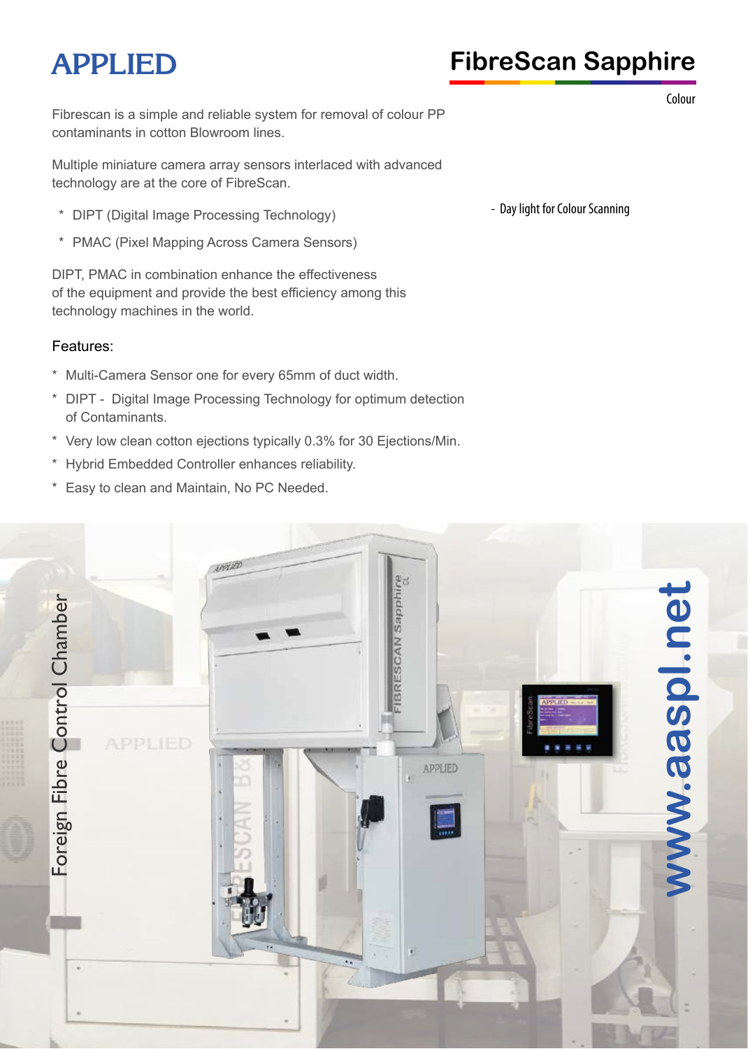# APPLIED

## FibreScan Sapphire

Colour

Fibrescan is a simple and reliable system for removal of colour PP contaminants in cotton Blowroom lines.

Multiple miniature camera array sensors interlaced with advanced technology are at the core of FibreScan.

- DIPT (Digital Image Processing Technology)
- PMAC (Pixel Mapping Across Camera Sensors)

DIPT, PMAC in combination enhance the effectiveness of the equipment and provide the best efficiency among this technology machines in the world.

- Day light for Colour Scanning

### Features:

- Multi-Camera Sensor one for every 65mm of duct width.
- DIPT - Digital Image Processing Technology for optimum detection of Contaminants.
- Very low clean cotton ejections typically 0.3% for 30 Ejections/Min.
- Hybrid Embedded Controller enhances reliability.
- Easy to clean and Maintain, No PC Needed.

Foreign Fibre Control Chamber

www.aaspl.net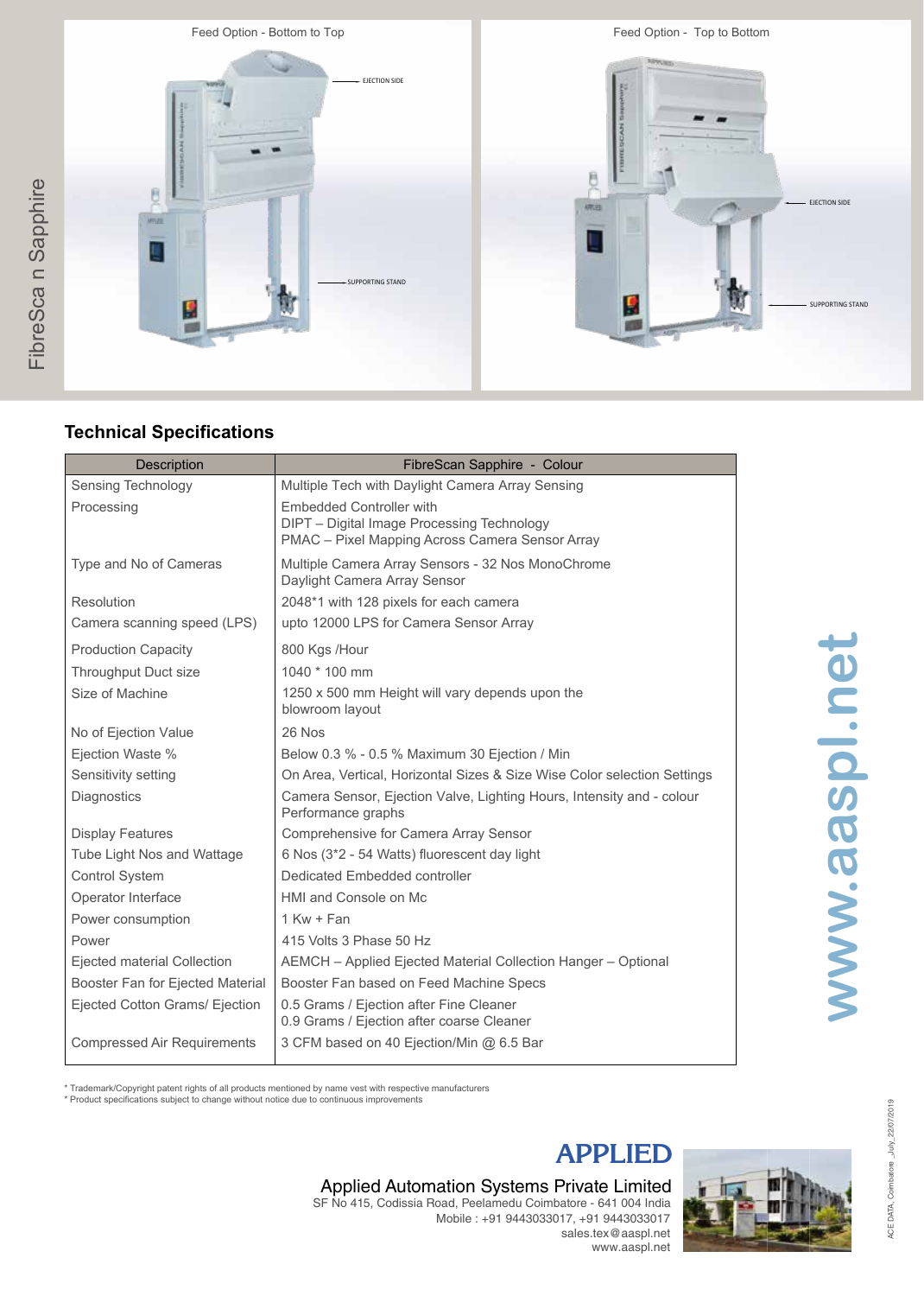Feed Option - Bottom to Top

EJECTION SIDE

SUPPORTING STAND

Feed Option - Top to Bottom

EJECTION SIDE

SUPPORTING STAND

FibreSca n Sapphire

## Technical Specifications

| Description | FibreScan Sapphire - Colour |
|---|---|
| Sensing Technology | Multiple Tech with Daylight Camera Array Sensing |
| Processing | Embedded Controller with<br>DIPT – Digital Image Processing Technology<br>PMAC – Pixel Mapping Across Camera Sensor Array |
| Type and No of Cameras | Multiple Camera Array Sensors - 32 Nos MonoChrome<br>Daylight Camera Array Sensor |
| Resolution | 2048*1 with 128 pixels for each camera |
| Camera scanning speed (LPS) | upto 12000 LPS for Camera Sensor Array |
| Production Capacity | 800 Kgs /Hour |
| Throughput Duct size | 1040 * 100 mm |
| Size of Machine | 1250 x 500 mm Height will vary depends upon the blowroom layout |
| No of Ejection Value | 26 Nos |
| Ejection Waste % | Below 0.3 % - 0.5 % Maximum 30 Ejection / Min |
| Sensitivity setting | On Area, Vertical, Horizontal Sizes & Size Wise Color selection Settings |
| Diagnostics | Camera Sensor, Ejection Valve, Lighting Hours, Intensity and - colour Performance graphs |
| Display Features | Comprehensive for Camera Array Sensor |
| Tube Light Nos and Wattage | 6 Nos (3*2 - 54 Watts) fluorescent day light |
| Control System | Dedicated Embedded controller |
| Operator Interface | HMI and Console on Mc |
| Power consumption | 1 Kw + Fan |
| Power | 415 Volts 3 Phase 50 Hz |
| Ejected material Collection | AEMCH – Applied Ejected Material Collection Hanger – Optional |
| Booster Fan for Ejected Material | Booster Fan based on Feed Machine Specs |
| Ejected Cotton Grams/ Ejection | 0.5 Grams / Ejection after Fine Cleaner<br>0.9 Grams / Ejection after coarse Cleaner |
| Compressed Air Requirements | 3 CFM based on 40 Ejection/Min @ 6.5 Bar |

www.aaspl.net

* Trademark/Copyright patent rights of all products mentioned by name vest with respective manufacturers
* Product specifications subject to change without notice due to continuous improvements

**APPLIED**

Applied Automation Systems Private Limited
SF No 415, Codissia Road, Peelamedu Coimbatore - 641 004 India
Mobile : +91 9443033017, +91 9443033017
sales.tex@aaspl.net
www.aaspl.net

ACE DATA, Coimbatore _July_22/07/2019